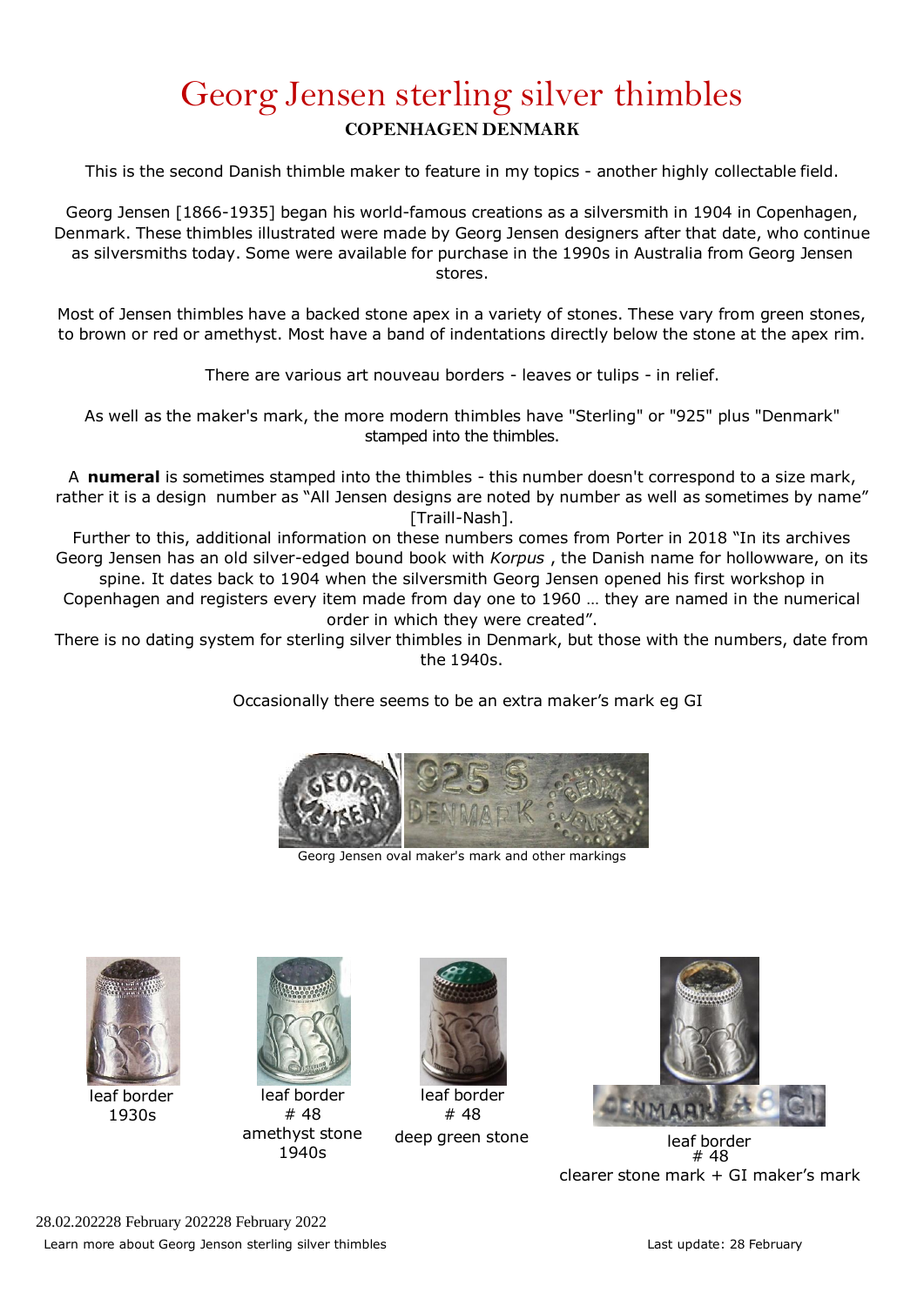# Georg Jensen sterling silver thimbles

**COPENHAGEN DENMARK**

This is the second Danish thimble maker to feature in my topics - another highly collectable field.

Georg Jensen [1866-1935] began his world-famous creations as a silversmith in 1904 in Copenhagen, Denmark. These thimbles illustrated were made by Georg Jensen designers after that date, who continue as silversmiths today. Some were available for purchase in the 1990s in Australia from Georg Jensen stores.

Most of Jensen thimbles have a backed stone apex in a variety of stones. These vary from green stones, to brown or red or amethyst. Most have a band of indentations directly below the stone at the apex rim.

There are various art nouveau borders - leaves or tulips - in relief.

As well as the maker's mark, the more modern thimbles have "Sterling" or "925" plus "Denmark" stamped into the thimbles.

A **numeral** is sometimes stamped into the thimbles - this number doesn't correspond to a size mark, rather it is a design number as "All Jensen designs are noted by number as well as sometimes by name" [Traill-Nash].

Further to this, additional information on these numbers comes from Porter in 2018 "In its archives Georg Jensen has an old silver-edged bound book with *Korpus* , the Danish name for hollowware, on its spine. It dates back to 1904 when the silversmith Georg Jensen opened his first workshop in Copenhagen and registers every item made from day one to 1960 … they are named in the numerical order in which they were created".

There is no dating system for sterling silver thimbles in Denmark, but those with the numbers, date from the 1940s.

Occasionally there seems to be an extra maker's mark eg GI

Georg Jensen oval maker's mark and other markings

leaf border
1930s

leaf border
# 48
amethyst stone
1940s

leaf border
# 48
deep green stone

leaf border
# 48
clearer stone mark + GI maker's mark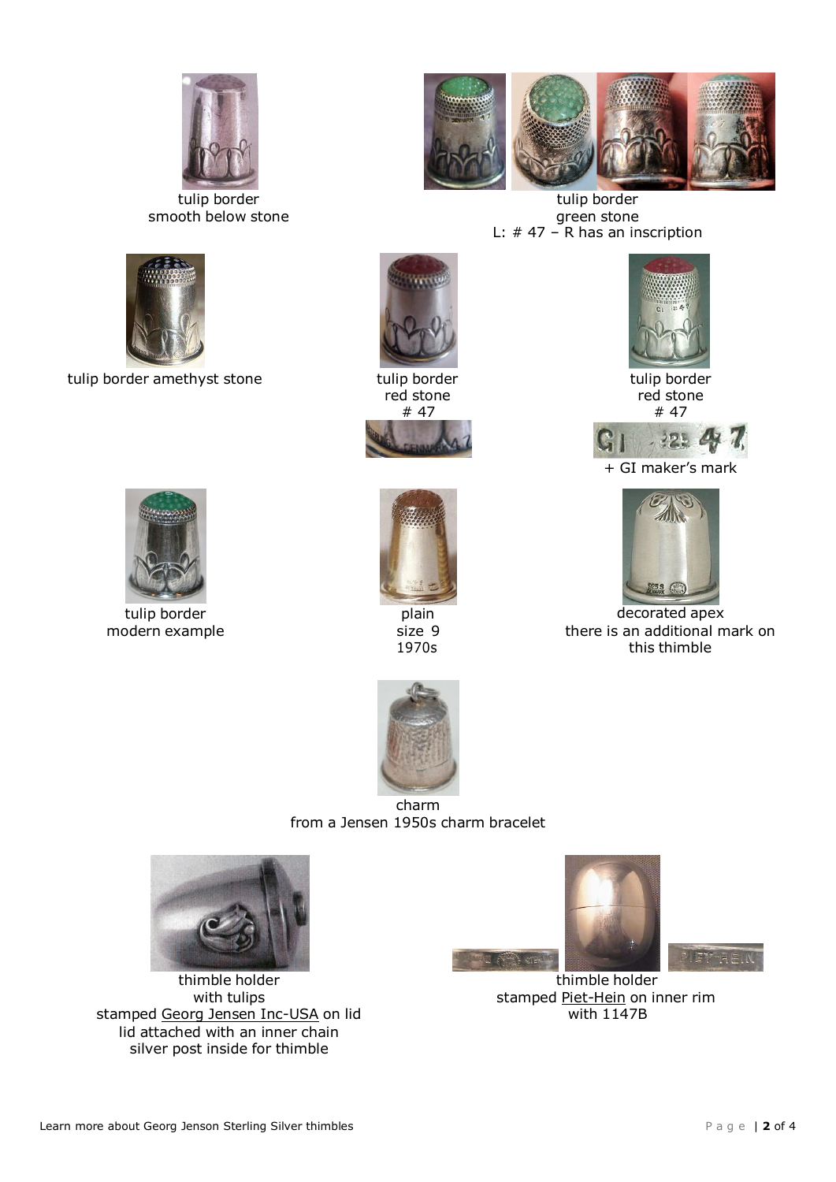tulip border
smooth below stone

tulip border
green stone
L: # 47 – R has an inscription

tulip border amethyst stone

tulip border
red stone
# 47

tulip border
red stone
# 47

+ GI maker's mark

tulip border
modern example

plain
size 9
1970s

decorated apex
there is an additional mark on this thimble

charm
from a Jensen 1950s charm bracelet

thimble holder
with tulips
stamped Georg Jensen Inc-USA on lid
lid attached with an inner chain
silver post inside for thimble

thimble holder
stamped Piet-Hein on inner rim
with 1147B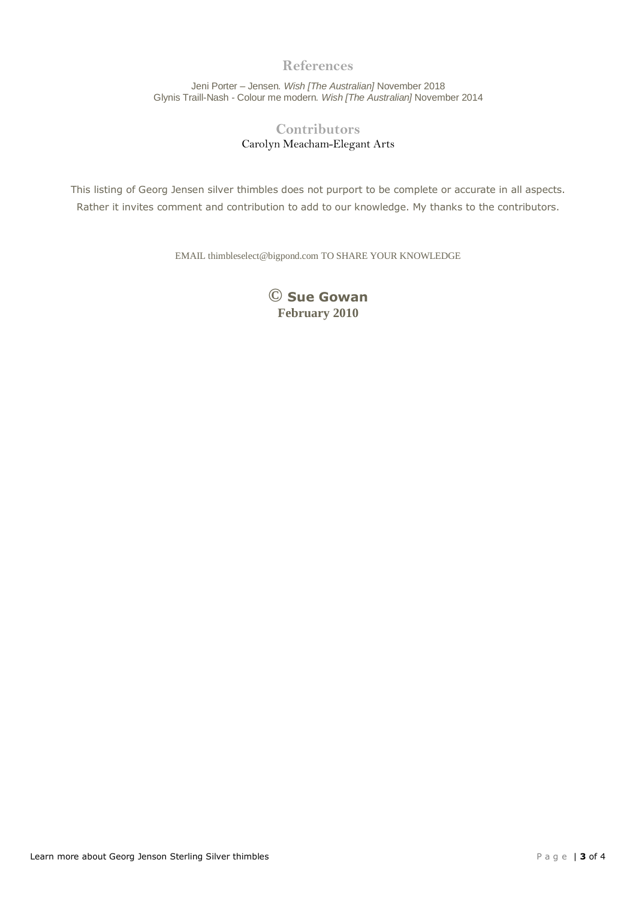## References

Jeni Porter – Jensen. *Wish [The Australian]* November 2018
Glynis Traill-Nash - Colour me modern. *Wish [The Australian]* November 2014

## Contributors

Carolyn Meacham-Elegant Arts

This listing of Georg Jensen silver thimbles does not purport to be complete or accurate in all aspects. Rather it invites comment and contribution to add to our knowledge. My thanks to the contributors.

EMAIL thimbleselect@bigpond.com TO SHARE YOUR KNOWLEDGE

**© Sue Gowan**
**February 2010**